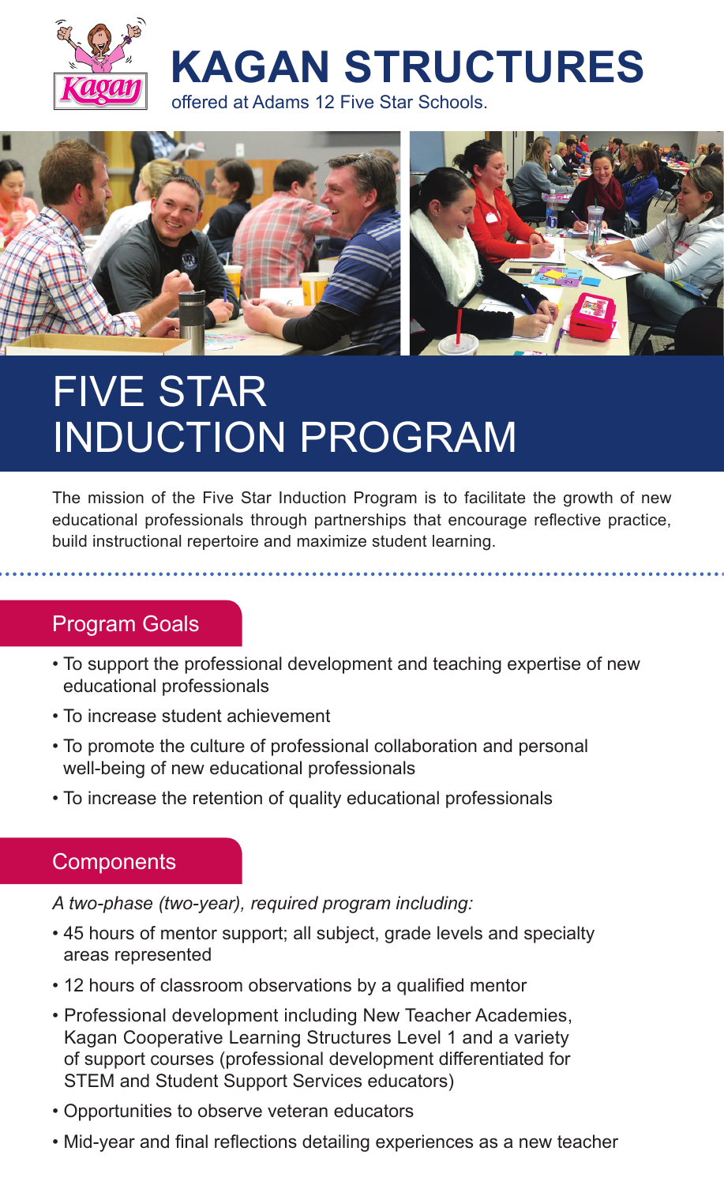# KAGAN STRUCTURES

offered at Adams 12 Five Star Schools.

# FIVE STAR INDUCTION PROGRAM

The mission of the Five Star Induction Program is to facilitate the growth of new educational professionals through partnerships that encourage reflective practice, build instructional repertoire and maximize student learning.

## Program Goals

- To support the professional development and teaching expertise of new educational professionals
- To increase student achievement
- To promote the culture of professional collaboration and personal well-being of new educational professionals
- To increase the retention of quality educational professionals

## Components

*A two-phase (two-year), required program including:*

- 45 hours of mentor support; all subject, grade levels and specialty areas represented
- 12 hours of classroom observations by a qualified mentor
- Professional development including New Teacher Academies, Kagan Cooperative Learning Structures Level 1 and a variety of support courses (professional development differentiated for STEM and Student Support Services educators)
- Opportunities to observe veteran educators
- Mid-year and final reflections detailing experiences as a new teacher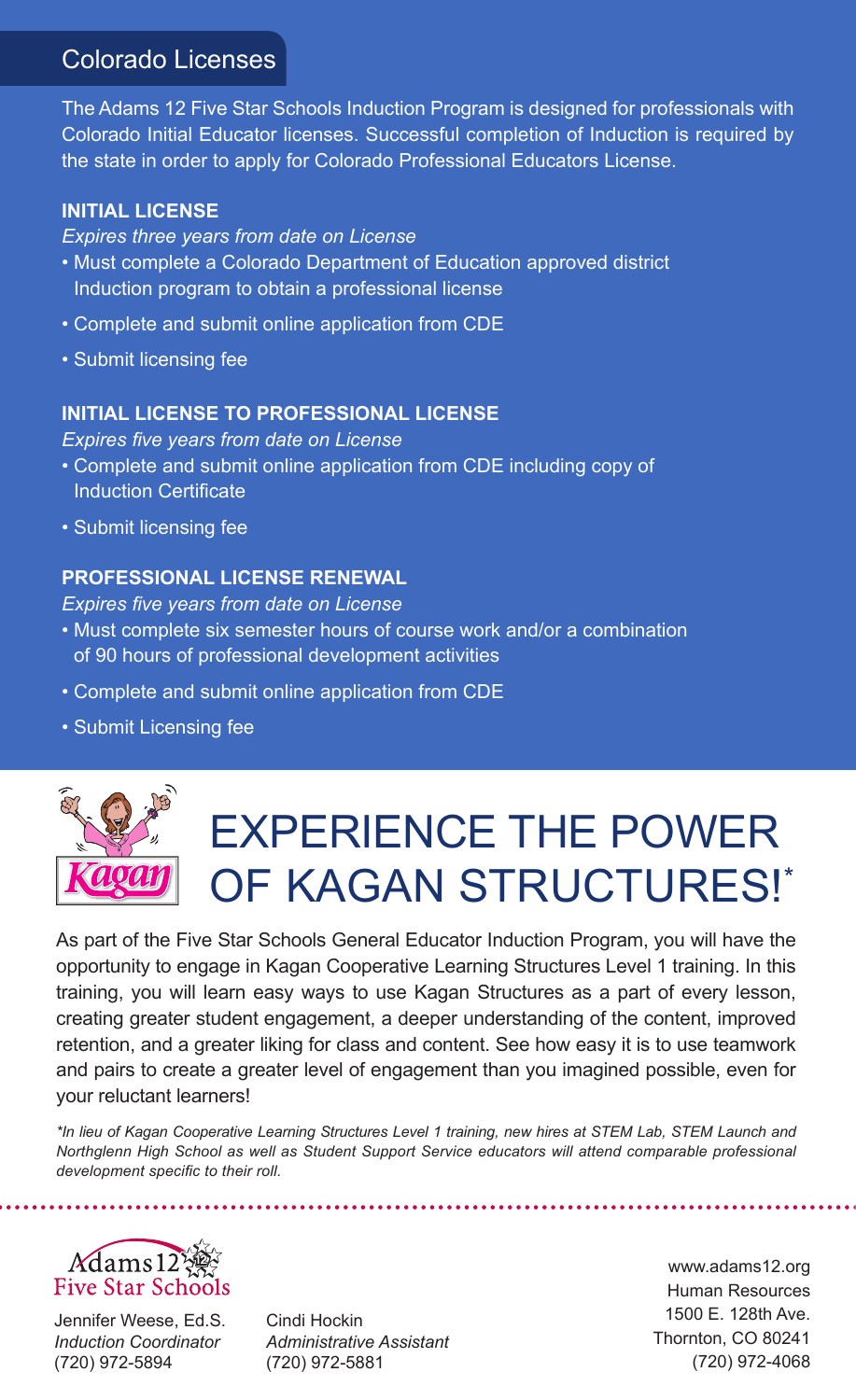## Colorado Licenses

The Adams 12 Five Star Schools Induction Program is designed for professionals with Colorado Initial Educator licenses. Successful completion of Induction is required by the state in order to apply for Colorado Professional Educators License.

### INITIAL LICENSE

*Expires three years from date on License*

- Must complete a Colorado Department of Education approved district Induction program to obtain a professional license
- Complete and submit online application from CDE
- Submit licensing fee

### INITIAL LICENSE TO PROFESSIONAL LICENSE

*Expires five years from date on License*

- Complete and submit online application from CDE including copy of Induction Certificate
- Submit licensing fee

### PROFESSIONAL LICENSE RENEWAL

*Expires five years from date on License*

- Must complete six semester hours of course work and/or a combination of 90 hours of professional development activities
- Complete and submit online application from CDE
- Submit Licensing fee

Kagan

# EXPERIENCE THE POWER OF KAGAN STRUCTURES!*

As part of the Five Star Schools General Educator Induction Program, you will have the opportunity to engage in Kagan Cooperative Learning Structures Level 1 training. In this training, you will learn easy ways to use Kagan Structures as a part of every lesson, creating greater student engagement, a deeper understanding of the content, improved retention, and a greater liking for class and content. See how easy it is to use teamwork and pairs to create a greater level of engagement than you imagined possible, even for your reluctant learners!

*\*In lieu of Kagan Cooperative Learning Structures Level 1 training, new hires at STEM Lab, STEM Launch and Northglenn High School as well as Student Support Service educators will attend comparable professional development specific to their roll.*

Adams 12 Five Star Schools

Jennifer Weese, Ed.S.
*Induction Coordinator*
(720) 972-5894

Cindi Hockin
*Administrative Assistant*
(720) 972-5881

www.adams12.org
Human Resources
1500 E. 128th Ave.
Thornton, CO 80241
(720) 972-4068